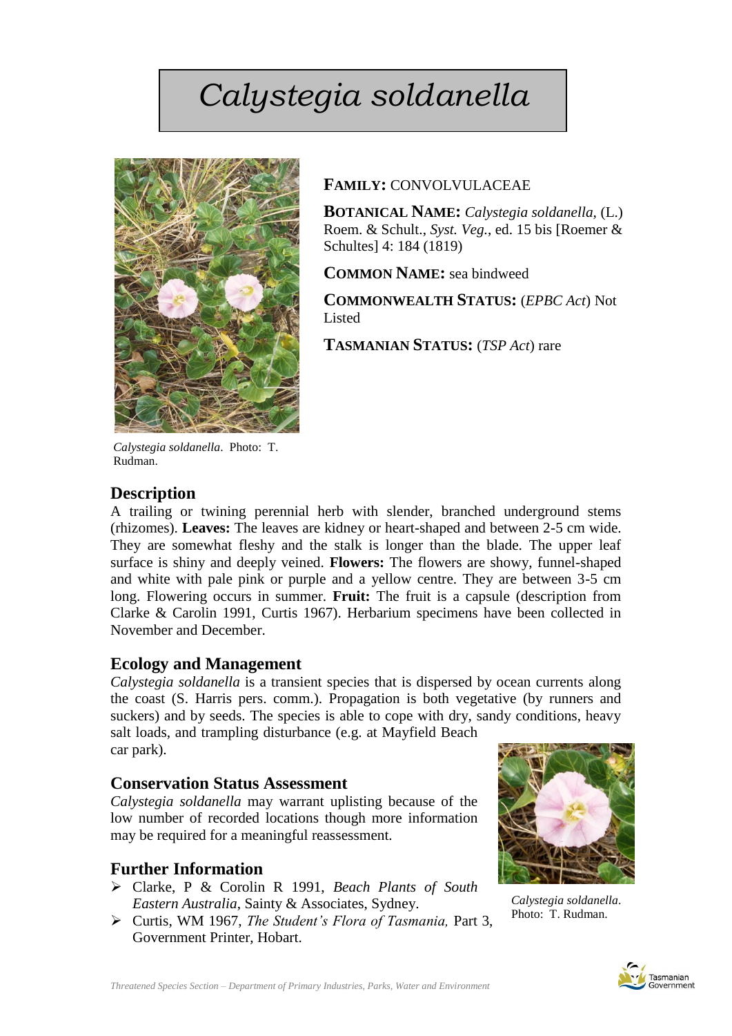# *Calystegia soldanella*

*Calystegia soldanella*. Photo: T. Rudman.

**FAMILY:** CONVOLVULACEAE

**BOTANICAL NAME:** *Calystegia soldanella,* (L.) Roem. & Schult., *Syst. Veg.*, ed. 15 bis [Roemer & Schultes] 4: 184 (1819)

**COMMON NAME:** sea bindweed

**COMMONWEALTH STATUS:** (*EPBC Act*) Not Listed

**TASMANIAN STATUS:** (*TSP Act*) rare

## Description

A trailing or twining perennial herb with slender, branched underground stems (rhizomes). **Leaves:** The leaves are kidney or heart-shaped and between 2-5 cm wide. They are somewhat fleshy and the stalk is longer than the blade. The upper leaf surface is shiny and deeply veined. **Flowers:** The flowers are showy, funnel-shaped and white with pale pink or purple and a yellow centre. They are between 3-5 cm long. Flowering occurs in summer. **Fruit:** The fruit is a capsule (description from Clarke & Carolin 1991, Curtis 1967). Herbarium specimens have been collected in November and December.

## Ecology and Management

*Calystegia soldanella* is a transient species that is dispersed by ocean currents along the coast (S. Harris pers. comm.). Propagation is both vegetative (by runners and suckers) and by seeds. The species is able to cope with dry, sandy conditions, heavy salt loads, and trampling disturbance (e.g. at Mayfield Beach car park).

## Conservation Status Assessment

*Calystegia soldanella* may warrant uplisting because of the low number of recorded locations though more information may be required for a meaningful reassessment.

*Calystegia soldanella*. Photo: T. Rudman.

## Further Information

- Clarke, P & Corolin R 1991, *Beach Plants of South Eastern Australia*, Sainty & Associates, Sydney.
- Curtis, WM 1967, *The Student's Flora of Tasmania,* Part 3, Government Printer, Hobart.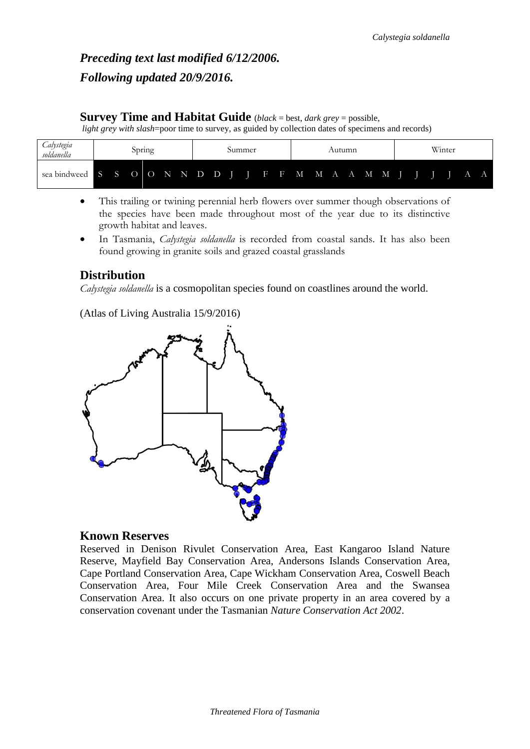***Preceding text last modified 6/12/2006.***

***Following updated 20/9/2016.***

## Survey Time and Habitat Guide

(*black* = best, *dark grey* = possible, *light grey with slash*=poor time to survey, as guided by collection dates of specimens and records)

| *Calystegia soldanella* | Spring | | | | | | Summer | | | | | | Autumn | | | | | | Winter | | | | | |
|---|---|---|---|---|---|---|---|---|---|---|---|---|---|---|---|---|---|---|---|---|---|---|---|---|
| sea bindweed | S | S | O | O | N | N | D | D | J | J | F | F | M | M | A | A | M | M | J | J | J | J | A | A |

- This trailing or twining perennial herb flowers over summer though observations of the species have been made throughout most of the year due to its distinctive growth habitat and leaves.
- In Tasmania, *Calystegia soldanella* is recorded from coastal sands. It has also been found growing in granite soils and grazed coastal grasslands

## Distribution

*Calystegia soldanella* is a cosmopolitan species found on coastlines around the world.

(Atlas of Living Australia 15/9/2016)

## Known Reserves

Reserved in Denison Rivulet Conservation Area, East Kangaroo Island Nature Reserve, Mayfield Bay Conservation Area, Andersons Islands Conservation Area, Cape Portland Conservation Area, Cape Wickham Conservation Area, Coswell Beach Conservation Area, Four Mile Creek Conservation Area and the Swansea Conservation Area. It also occurs on one private property in an area covered by a conservation covenant under the Tasmanian *Nature Conservation Act 2002*.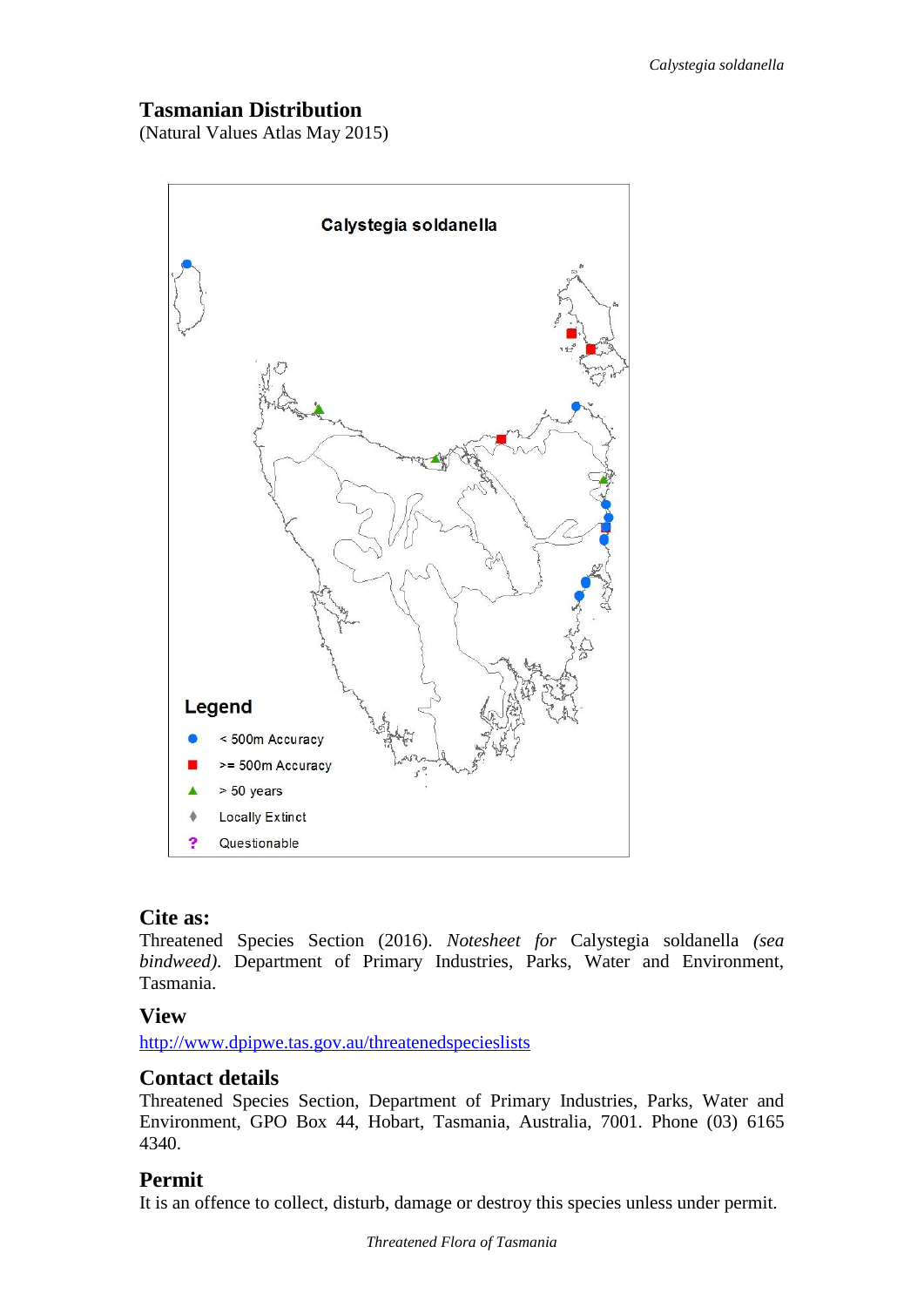## Tasmanian Distribution

(Natural Values Atlas May 2015)

Calystegia soldanella

Legend

< 500m Accuracy

>= 500m Accuracy

> 50 years

Locally Extinct

Questionable

## Cite as:

Threatened Species Section (2016). *Notesheet for* Calystegia soldanella *(sea bindweed).* Department of Primary Industries, Parks, Water and Environment, Tasmania.

## View

http://www.dpipwe.tas.gov.au/threatenedspecieslists

## Contact details

Threatened Species Section, Department of Primary Industries, Parks, Water and Environment, GPO Box 44, Hobart, Tasmania, Australia, 7001. Phone (03) 6165 4340.

## Permit

It is an offence to collect, disturb, damage or destroy this species unless under permit.